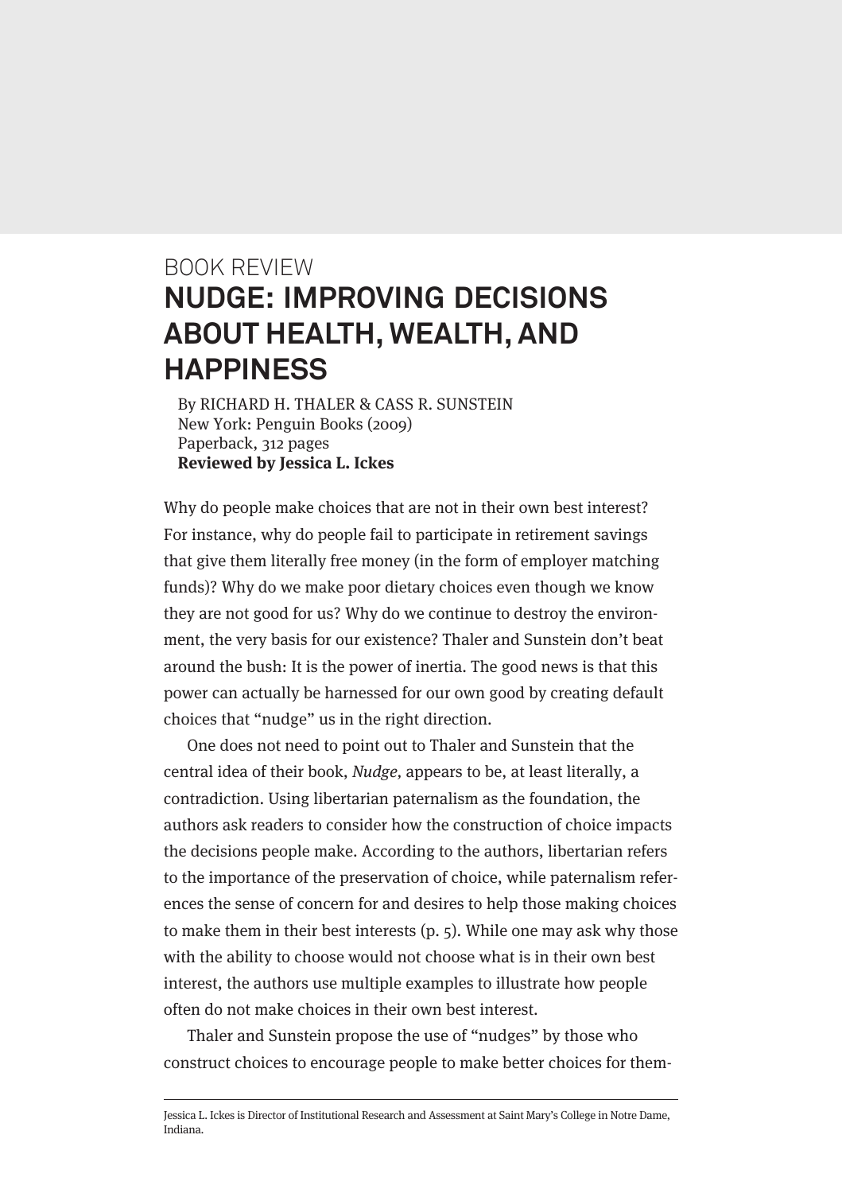BOOK REVIEW

# NUDGE: IMPROVING DECISIONS ABOUT HEALTH, WEALTH, AND HAPPINESS

By RICHARD H. THALER & CASS R. SUNSTEIN
New York: Penguin Books (2009)
Paperback, 312 pages
**Reviewed by Jessica L. Ickes**

Why do people make choices that are not in their own best interest? For instance, why do people fail to participate in retirement savings that give them literally free money (in the form of employer matching funds)? Why do we make poor dietary choices even though we know they are not good for us? Why do we continue to destroy the environment, the very basis for our existence? Thaler and Sunstein don't beat around the bush: It is the power of inertia. The good news is that this power can actually be harnessed for our own good by creating default choices that "nudge" us in the right direction.

One does not need to point out to Thaler and Sunstein that the central idea of their book, *Nudge,* appears to be, at least literally, a contradiction. Using libertarian paternalism as the foundation, the authors ask readers to consider how the construction of choice impacts the decisions people make. According to the authors, libertarian refers to the importance of the preservation of choice, while paternalism references the sense of concern for and desires to help those making choices to make them in their best interests (p. 5). While one may ask why those with the ability to choose would not choose what is in their own best interest, the authors use multiple examples to illustrate how people often do not make choices in their own best interest.

Thaler and Sunstein propose the use of "nudges" by those who construct choices to encourage people to make better choices for them-

---

Jessica L. Ickes is Director of Institutional Research and Assessment at Saint Mary's College in Notre Dame, Indiana.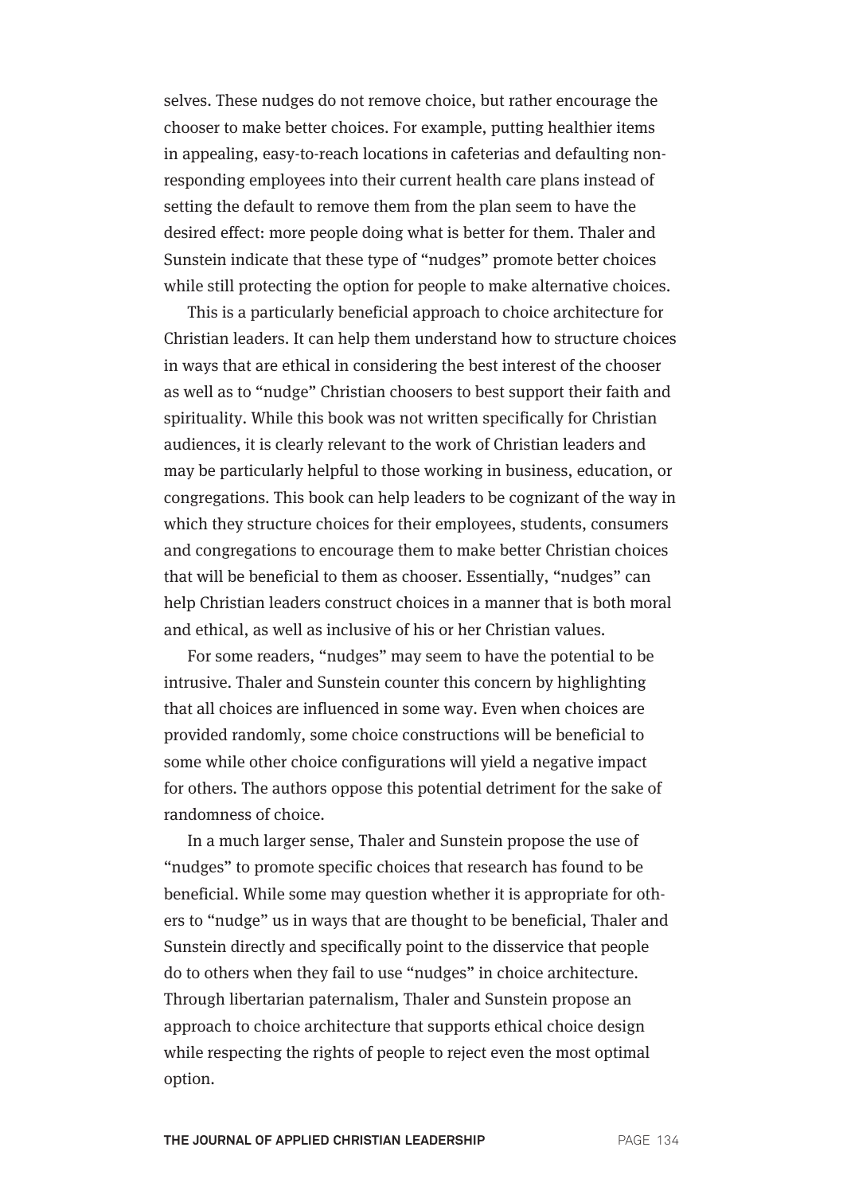selves. These nudges do not remove choice, but rather encourage the chooser to make better choices. For example, putting healthier items in appealing, easy-to-reach locations in cafeterias and defaulting non-responding employees into their current health care plans instead of setting the default to remove them from the plan seem to have the desired effect: more people doing what is better for them. Thaler and Sunstein indicate that these type of "nudges" promote better choices while still protecting the option for people to make alternative choices.

This is a particularly beneficial approach to choice architecture for Christian leaders. It can help them understand how to structure choices in ways that are ethical in considering the best interest of the chooser as well as to "nudge" Christian choosers to best support their faith and spirituality. While this book was not written specifically for Christian audiences, it is clearly relevant to the work of Christian leaders and may be particularly helpful to those working in business, education, or congregations. This book can help leaders to be cognizant of the way in which they structure choices for their employees, students, consumers and congregations to encourage them to make better Christian choices that will be beneficial to them as chooser. Essentially, "nudges" can help Christian leaders construct choices in a manner that is both moral and ethical, as well as inclusive of his or her Christian values.

For some readers, "nudges" may seem to have the potential to be intrusive. Thaler and Sunstein counter this concern by highlighting that all choices are influenced in some way. Even when choices are provided randomly, some choice constructions will be beneficial to some while other choice configurations will yield a negative impact for others. The authors oppose this potential detriment for the sake of randomness of choice.

In a much larger sense, Thaler and Sunstein propose the use of "nudges" to promote specific choices that research has found to be beneficial. While some may question whether it is appropriate for others to "nudge" us in ways that are thought to be beneficial, Thaler and Sunstein directly and specifically point to the disservice that people do to others when they fail to use "nudges" in choice architecture. Through libertarian paternalism, Thaler and Sunstein propose an approach to choice architecture that supports ethical choice design while respecting the rights of people to reject even the most optimal option.